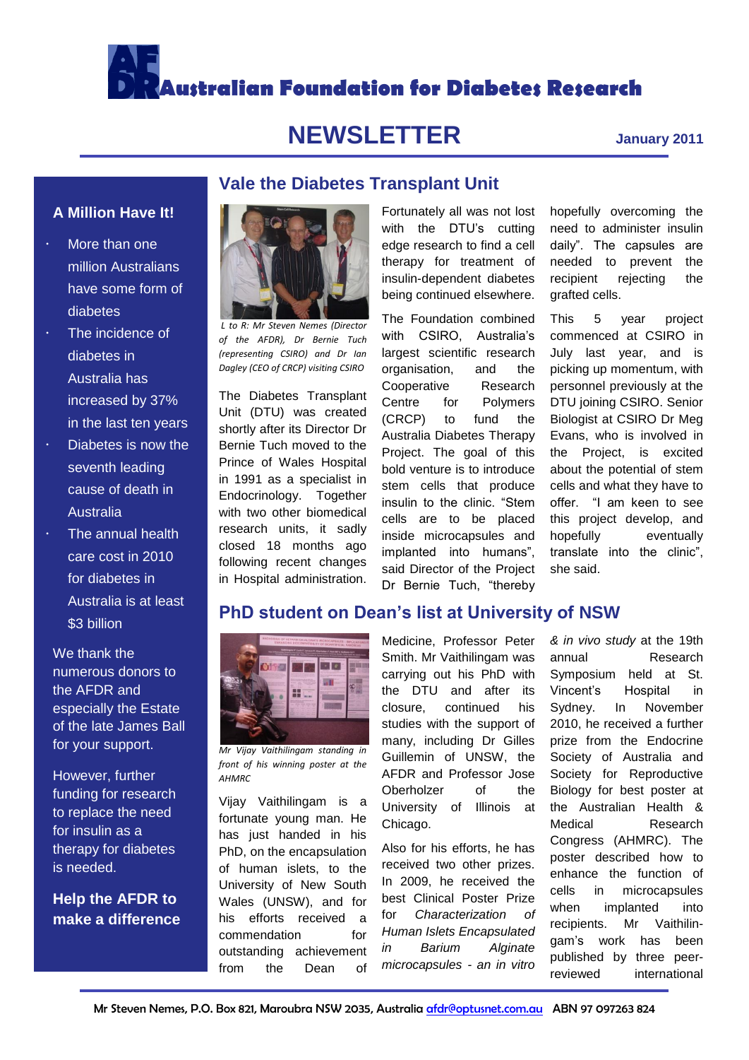# Australian Foundation for Diabetes Research

## NEWSLETTER

**January 2011**

### A Million Have It!

- More than one million Australians have some form of diabetes
- The incidence of diabetes in Australia has increased by 37% in the last ten years
- Diabetes is now the seventh leading cause of death in Australia
- The annual health care cost in 2010 for diabetes in Australia is at least $3 billion

We thank the numerous donors to the AFDR and especially the Estate of the late James Ball for your support.

However, further funding for research to replace the need for insulin as a therapy for diabetes is needed.

**Help the AFDR to make a difference**

## Vale the Diabetes Transplant Unit

*L to R: Mr Steven Nemes (Director of the AFDR), Dr Bernie Tuch (representing CSIRO) and Dr Ian Dagley (CEO of CRCP) visiting CSIRO*

The Diabetes Transplant Unit (DTU) was created shortly after its Director Dr Bernie Tuch moved to the Prince of Wales Hospital in 1991 as a specialist in Endocrinology. Together with two other biomedical research units, it sadly closed 18 months ago following recent changes in Hospital administration.

Fortunately all was not lost with the DTU's cutting edge research to find a cell therapy for treatment of insulin-dependent diabetes being continued elsewhere.

The Foundation combined with CSIRO, Australia's largest scientific research organisation, and the Cooperative Research Centre for Polymers (CRCP) to fund the Australia Diabetes Therapy Project. The goal of this bold venture is to introduce stem cells that produce insulin to the clinic. "Stem cells are to be placed inside microcapsules and implanted into humans", said Director of the Project Dr Bernie Tuch, "thereby hopefully overcoming the need to administer insulin daily". The capsules are needed to prevent the recipient rejecting the grafted cells.

This 5 year project commenced at CSIRO in July last year, and is picking up momentum, with personnel previously at the DTU joining CSIRO. Senior Biologist at CSIRO Dr Meg Evans, who is involved in the Project, is excited about the potential of stem cells and what they have to offer. "I am keen to see this project develop, and hopefully eventually translate into the clinic", she said.

## PhD student on Dean's list at University of NSW

*Mr Vijay Vaithilingam standing in front of his winning poster at the AHMRC*

Vijay Vaithilingam is a fortunate young man. He has just handed in his PhD, on the encapsulation of human islets, to the University of New South Wales (UNSW), and for his efforts received a commendation for outstanding achievement from the Dean of Medicine, Professor Peter Smith. Mr Vaithilingam was carrying out his PhD with the DTU and after its closure, continued his studies with the support of many, including Dr Gilles Guillemin of UNSW, the AFDR and Professor Jose Oberholzer of the University of Illinois at Chicago.

Also for his efforts, he has received two other prizes. In 2009, he received the best Clinical Poster Prize for *Characterization of Human Islets Encapsulated in Barium Alginate microcapsules - an in vitro & in vivo study* at the 19th annual Research Symposium held at St. Vincent's Hospital in Sydney. In November 2010, he received a further prize from the Endocrine Society of Australia and Society for Reproductive Biology for best poster at the Australian Health & Medical Research Congress (AHMRC). The poster described how to enhance the function of cells in microcapsules when implanted into recipients. Mr Vaithilingam's work has been published by three peer-reviewed international

Mr Steven Nemes, P.O. Box 821, Maroubra NSW 2035, Australia afdr@optusnet.com.au ABN 97 097263 824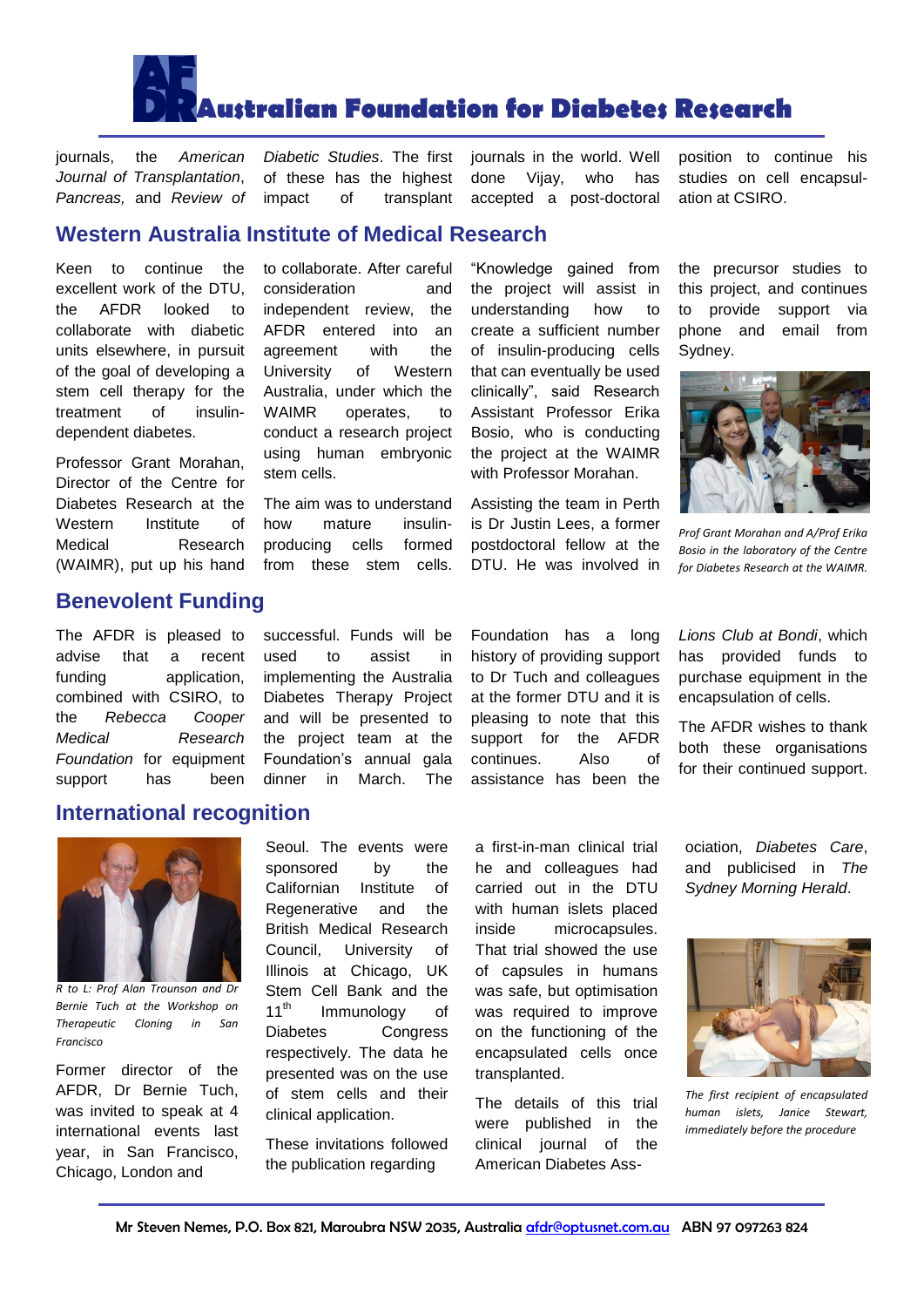journals, the *American Journal of Transplantation*, *Pancreas,* and *Review of Diabetic Studies*. The first of these has the highest impact of transplant journals in the world. Well done Vijay, who has accepted a post-doctoral position to continue his studies on cell encapsulation at CSIRO.

## Western Australia Institute of Medical Research

Keen to continue the excellent work of the DTU, the AFDR looked to collaborate with diabetic units elsewhere, in pursuit of the goal of developing a stem cell therapy for the treatment of insulin-dependent diabetes.

Professor Grant Morahan, Director of the Centre for Diabetes Research at the Western Institute of Medical Research (WAIMR), put up his hand to collaborate. After careful consideration and independent review, the AFDR entered into an agreement with the University of Western Australia, under which the WAIMR operates, to conduct a research project using human embryonic stem cells.

The aim was to understand how mature insulin-producing cells formed from these stem cells. "Knowledge gained from the project will assist in understanding how to create a sufficient number of insulin-producing cells that can eventually be used clinically", said Research Assistant Professor Erika Bosio, who is conducting the project at the WAIMR with Professor Morahan.

Assisting the team in Perth is Dr Justin Lees, a former postdoctoral fellow at the DTU. He was involved in the precursor studies to this project, and continues to provide support via phone and email from Sydney.

*Prof Grant Morahan and A/Prof Erika Bosio in the laboratory of the Centre for Diabetes Research at the WAIMR.*

## Benevolent Funding

The AFDR is pleased to advise that a recent funding application, combined with CSIRO, to the *Rebecca Cooper Medical Research Foundation* for equipment support has been successful. Funds will be used to assist in implementing the Australia Diabetes Therapy Project and will be presented to the project team at the Foundation's annual gala dinner in March. The Foundation has a long history of providing support to Dr Tuch and colleagues at the former DTU and it is pleasing to note that this support for the AFDR continues. Also of assistance has been the *Lions Club at Bondi*, which has provided funds to purchase equipment in the encapsulation of cells.

The AFDR wishes to thank both these organisations for their continued support.

## International recognition

*R to L: Prof Alan Trounson and Dr Bernie Tuch at the Workshop on Therapeutic Cloning in San Francisco*

Former director of the AFDR, Dr Bernie Tuch, was invited to speak at 4 international events last year, in San Francisco, Chicago, London and Seoul. The events were sponsored by the Californian Institute of Regenerative and the British Medical Research Council, University of Illinois at Chicago, UK Stem Cell Bank and the 11th Immunology of Diabetes Congress respectively. The data he presented was on the use of stem cells and their clinical application.

These invitations followed the publication regarding a first-in-man clinical trial he and colleagues had carried out in the DTU with human islets placed inside microcapsules. That trial showed the use of capsules in humans was safe, but optimisation was required to improve on the functioning of the encapsulated cells once transplanted.

The details of this trial were published in the clinical journal of the American Diabetes Association, *Diabetes Care*, and publicised in *The Sydney Morning Herald*.

*The first recipient of encapsulated human islets, Janice Stewart, immediately before the procedure*